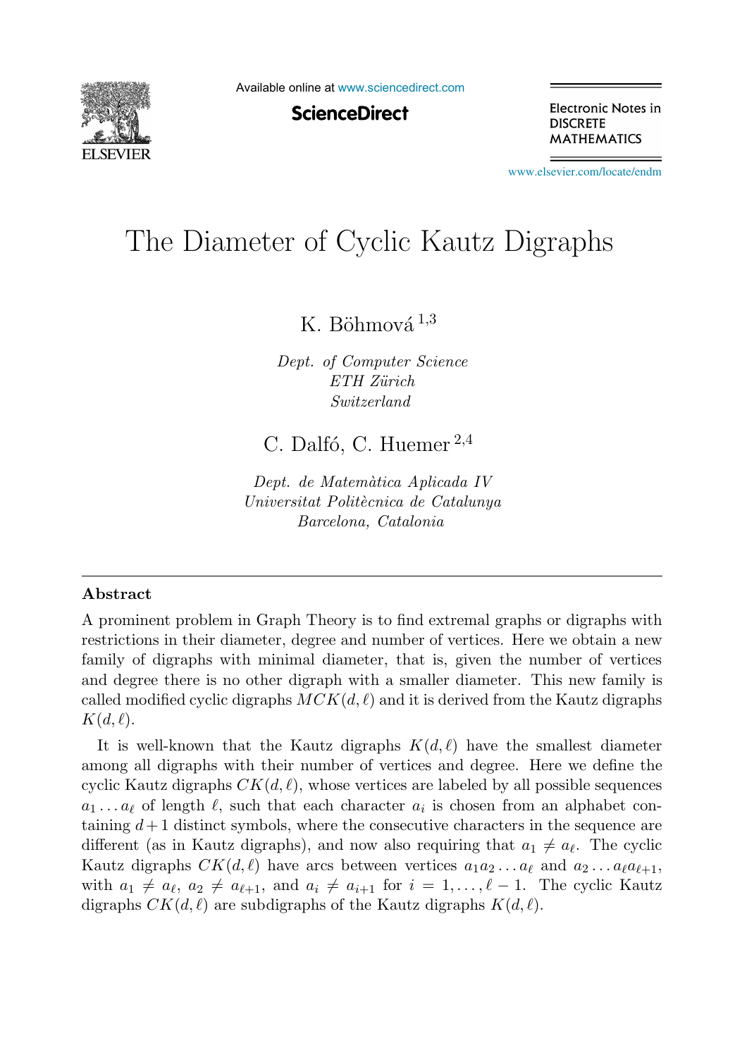# The Diameter of Cyclic Kautz Digraphs

K. Böhmová [1,3]

*Dept. of Computer Science*
*ETH Zürich*
*Switzerland*

C. Dalfó, C. Huemer [2,4]

*Dept. de Matemàtica Aplicada IV*
*Universitat Politècnica de Catalunya*
*Barcelona, Catalonia*

---

## Abstract

A prominent problem in Graph Theory is to find extremal graphs or digraphs with restrictions in their diameter, degree and number of vertices. Here we obtain a new family of digraphs with minimal diameter, that is, given the number of vertices and degree there is no other digraph with a smaller diameter. This new family is called modified cyclic digraphs $MCK(d, \ell)$ and it is derived from the Kautz digraphs $K(d, \ell)$.

It is well-known that the Kautz digraphs $K(d, \ell)$ have the smallest diameter among all digraphs with their number of vertices and degree. Here we define the cyclic Kautz digraphs $CK(d, \ell)$, whose vertices are labeled by all possible sequences $a_1 \ldots a_\ell$ of length $\ell$, such that each character $a_i$ is chosen from an alphabet containing $d+1$ distinct symbols, where the consecutive characters in the sequence are different (as in Kautz digraphs), and now also requiring that $a_1 \neq a_\ell$. The cyclic Kautz digraphs $CK(d, \ell)$ have arcs between vertices $a_1 a_2 \ldots a_\ell$ and $a_2 \ldots a_\ell a_{\ell+1}$, with $a_1 \neq a_\ell$, $a_2 \neq a_{\ell+1}$, and $a_i \neq a_{i+1}$ for $i = 1, \ldots, \ell - 1$. The cyclic Kautz digraphs $CK(d, \ell)$ are subdigraphs of the Kautz digraphs $K(d, \ell)$.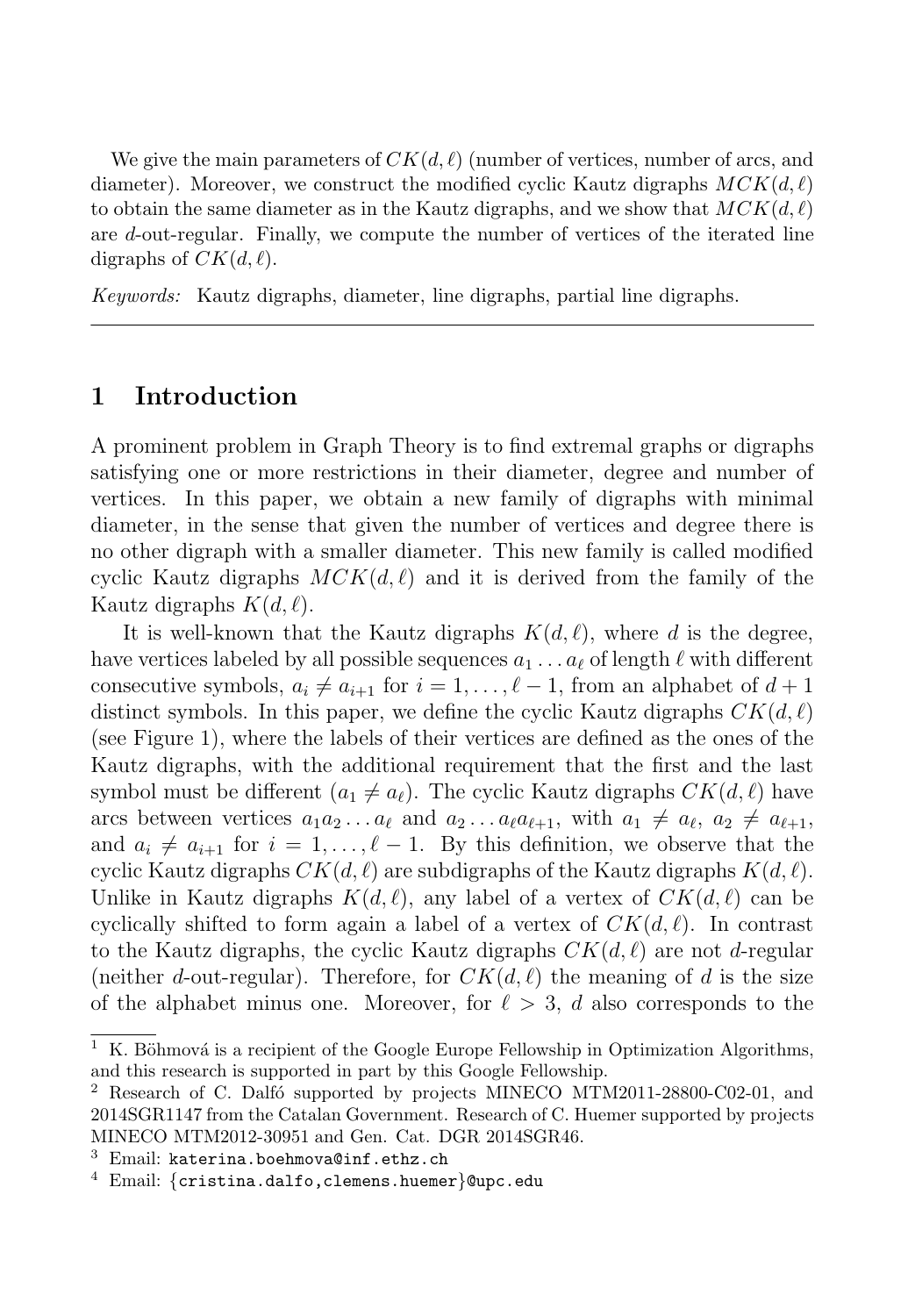We give the main parameters of $CK(d,\ell)$ (number of vertices, number of arcs, and diameter). Moreover, we construct the modified cyclic Kautz digraphs $MCK(d,\ell)$ to obtain the same diameter as in the Kautz digraphs, and we show that $MCK(d,\ell)$ are $d$-out-regular. Finally, we compute the number of vertices of the iterated line digraphs of $CK(d,\ell)$.

*Keywords:* Kautz digraphs, diameter, line digraphs, partial line digraphs.

---

## 1 Introduction

A prominent problem in Graph Theory is to find extremal graphs or digraphs satisfying one or more restrictions in their diameter, degree and number of vertices. In this paper, we obtain a new family of digraphs with minimal diameter, in the sense that given the number of vertices and degree there is no other digraph with a smaller diameter. This new family is called modified cyclic Kautz digraphs $MCK(d,\ell)$ and it is derived from the family of the Kautz digraphs $K(d,\ell)$.

It is well-known that the Kautz digraphs $K(d,\ell)$, where $d$ is the degree, have vertices labeled by all possible sequences $a_1 \dots a_\ell$ of length $\ell$ with different consecutive symbols, $a_i \neq a_{i+1}$ for $i = 1,\dots,\ell-1$, from an alphabet of $d+1$ distinct symbols. In this paper, we define the cyclic Kautz digraphs $CK(d,\ell)$ (see Figure 1), where the labels of their vertices are defined as the ones of the Kautz digraphs, with the additional requirement that the first and the last symbol must be different ($a_1 \neq a_\ell$). The cyclic Kautz digraphs $CK(d,\ell)$ have arcs between vertices $a_1 a_2 \dots a_\ell$ and $a_2 \dots a_\ell a_{\ell+1}$, with $a_1 \neq a_\ell$, $a_2 \neq a_{\ell+1}$, and $a_i \neq a_{i+1}$ for $i = 1,\dots,\ell-1$. By this definition, we observe that the cyclic Kautz digraphs $CK(d,\ell)$ are subdigraphs of the Kautz digraphs $K(d,\ell)$. Unlike in Kautz digraphs $K(d,\ell)$, any label of a vertex of $CK(d,\ell)$ can be cyclically shifted to form again a label of a vertex of $CK(d,\ell)$. In contrast to the Kautz digraphs, the cyclic Kautz digraphs $CK(d,\ell)$ are not $d$-regular (neither $d$-out-regular). Therefore, for $CK(d,\ell)$ the meaning of $d$ is the size of the alphabet minus one. Moreover, for $\ell > 3$, $d$ also corresponds to the

---

[1] K. Böhmová is a recipient of the Google Europe Fellowship in Optimization Algorithms, and this research is supported in part by this Google Fellowship.

[2] Research of C. Dalfó supported by projects MINECO MTM2011-28800-C02-01, and 2014SGR1147 from the Catalan Government. Research of C. Huemer supported by projects MINECO MTM2012-30951 and Gen. Cat. DGR 2014SGR46.

[3] Email: `katerina.boehmova@inf.ethz.ch`

[4] Email: `{cristina.dalfo,clemens.huemer}@upc.edu`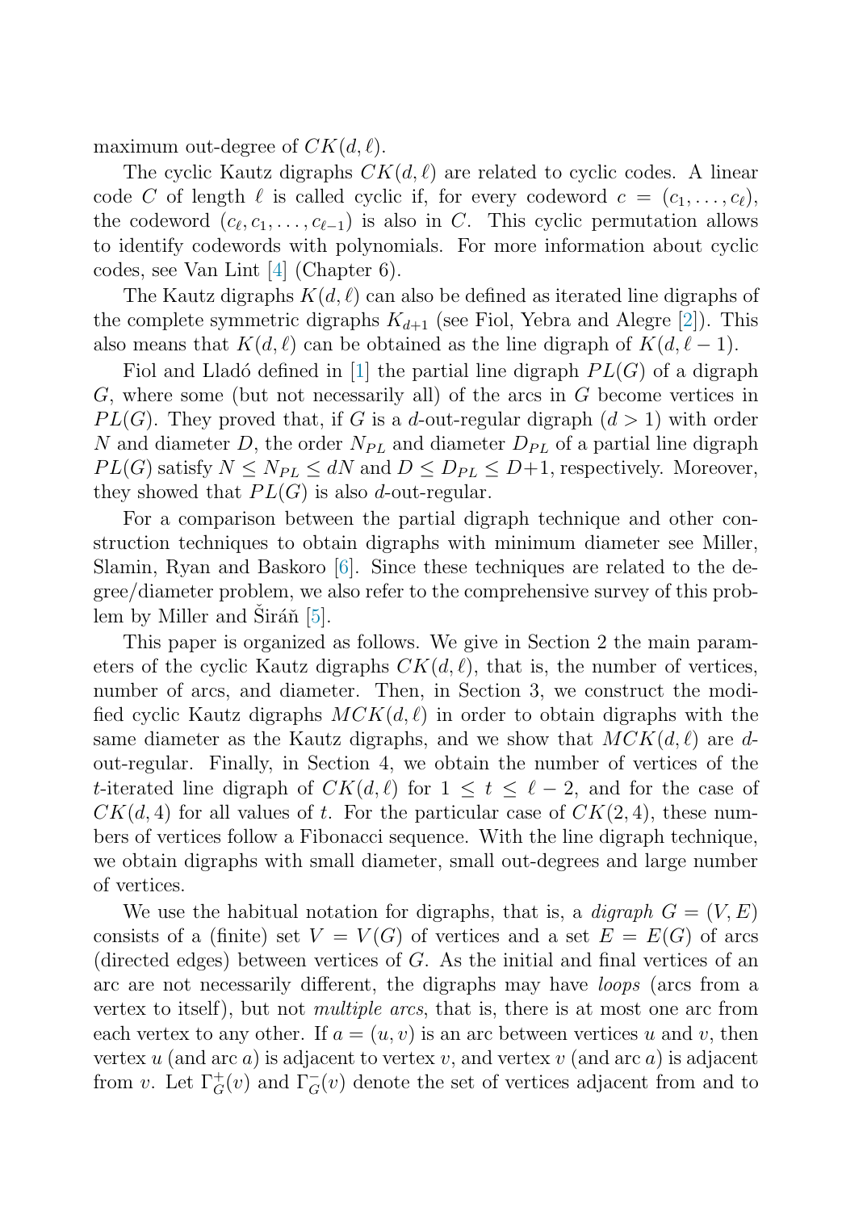maximum out-degree of $CK(d, \ell)$.

The cyclic Kautz digraphs $CK(d, \ell)$ are related to cyclic codes. A linear code $C$ of length $\ell$ is called cyclic if, for every codeword $c = (c_1, \ldots, c_\ell)$, the codeword $(c_\ell, c_1, \ldots, c_{\ell-1})$ is also in $C$. This cyclic permutation allows to identify codewords with polynomials. For more information about cyclic codes, see Van Lint [4] (Chapter 6).

The Kautz digraphs $K(d, \ell)$ can also be defined as iterated line digraphs of the complete symmetric digraphs $K_{d+1}$ (see Fiol, Yebra and Alegre [2]). This also means that $K(d, \ell)$ can be obtained as the line digraph of $K(d, \ell - 1)$.

Fiol and Lladó defined in [1] the partial line digraph $PL(G)$ of a digraph $G$, where some (but not necessarily all) of the arcs in $G$ become vertices in $PL(G)$. They proved that, if $G$ is a $d$-out-regular digraph ($d > 1$) with order $N$ and diameter $D$, the order $N_{PL}$ and diameter $D_{PL}$ of a partial line digraph $PL(G)$ satisfy $N \leq N_{PL} \leq dN$ and $D \leq D_{PL} \leq D+1$, respectively. Moreover, they showed that $PL(G)$ is also $d$-out-regular.

For a comparison between the partial digraph technique and other construction techniques to obtain digraphs with minimum diameter see Miller, Slamin, Ryan and Baskoro [6]. Since these techniques are related to the degree/diameter problem, we also refer to the comprehensive survey of this problem by Miller and Širáň [5].

This paper is organized as follows. We give in Section 2 the main parameters of the cyclic Kautz digraphs $CK(d, \ell)$, that is, the number of vertices, number of arcs, and diameter. Then, in Section 3, we construct the modified cyclic Kautz digraphs $MCK(d, \ell)$ in order to obtain digraphs with the same diameter as the Kautz digraphs, and we show that $MCK(d, \ell)$ are $d$-out-regular. Finally, in Section 4, we obtain the number of vertices of the $t$-iterated line digraph of $CK(d, \ell)$ for $1 \leq t \leq \ell - 2$, and for the case of $CK(d, 4)$ for all values of $t$. For the particular case of $CK(2, 4)$, these numbers of vertices follow a Fibonacci sequence. With the line digraph technique, we obtain digraphs with small diameter, small out-degrees and large number of vertices.

We use the habitual notation for digraphs, that is, a *digraph* $G = (V, E)$ consists of a (finite) set $V = V(G)$ of vertices and a set $E = E(G)$ of arcs (directed edges) between vertices of $G$. As the initial and final vertices of an arc are not necessarily different, the digraphs may have *loops* (arcs from a vertex to itself), but not *multiple arcs*, that is, there is at most one arc from each vertex to any other. If $a = (u, v)$ is an arc between vertices $u$ and $v$, then vertex $u$ (and arc $a$) is adjacent to vertex $v$, and vertex $v$ (and arc $a$) is adjacent from $v$. Let $\Gamma_G^+(v)$ and $\Gamma_G^-(v)$ denote the set of vertices adjacent from and to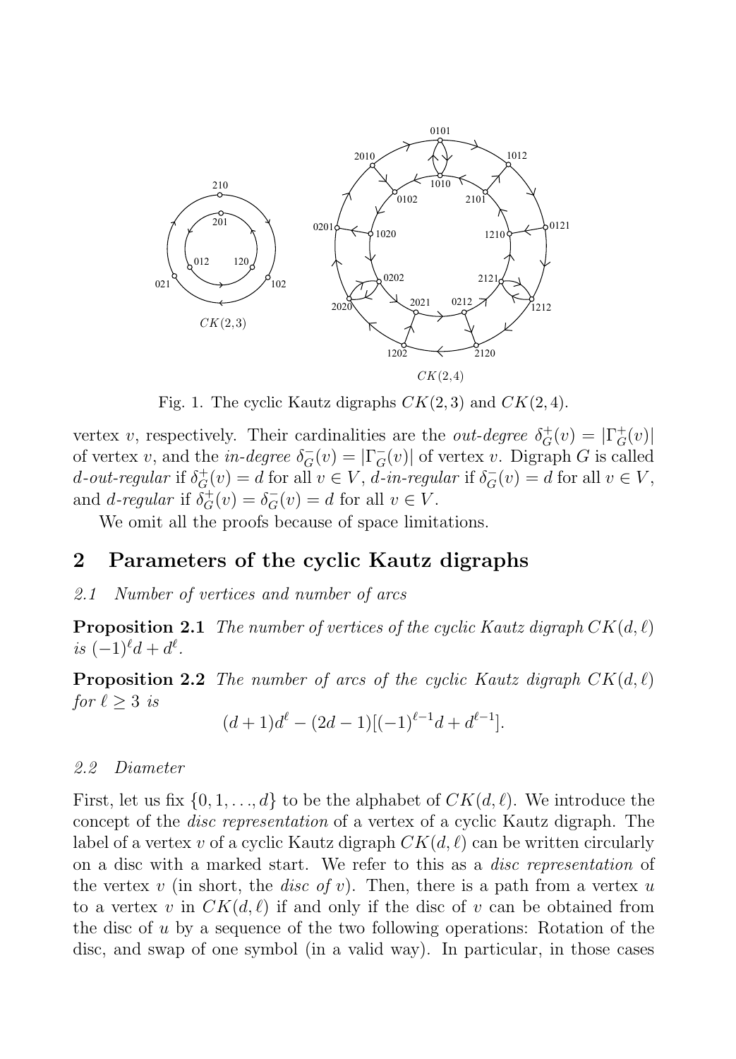Fig. 1. The cyclic Kautz digraphs $CK(2,3)$ and $CK(2,4)$.

vertex $v$, respectively. Their cardinalities are the *out-degree* $\delta^+_G(v) = |\Gamma^+_G(v)|$ of vertex $v$, and the *in-degree* $\delta^-_G(v) = |\Gamma^-_G(v)|$ of vertex $v$. Digraph $G$ is called *$d$-out-regular* if $\delta^+_G(v) = d$ for all $v \in V$, *$d$-in-regular* if $\delta^-_G(v) = d$ for all $v \in V$, and *$d$-regular* if $\delta^+_G(v) = \delta^-_G(v) = d$ for all $v \in V$.

We omit all the proofs because of space limitations.

## 2 Parameters of the cyclic Kautz digraphs

### 2.1 Number of vertices and number of arcs

**Proposition 2.1** *The number of vertices of the cyclic Kautz digraph $CK(d,\ell)$ is $(-1)^\ell d + d^\ell$.*

**Proposition 2.2** *The number of arcs of the cyclic Kautz digraph $CK(d,\ell)$ for $\ell \geq 3$ is*

$$(d+1)d^\ell - (2d-1)[(-1)^{\ell-1}d + d^{\ell-1}].$$

### 2.2 Diameter

First, let us fix $\{0,1,\ldots,d\}$ to be the alphabet of $CK(d,\ell)$. We introduce the concept of the *disc representation* of a vertex of a cyclic Kautz digraph. The label of a vertex $v$ of a cyclic Kautz digraph $CK(d,\ell)$ can be written circularly on a disc with a marked start. We refer to this as a *disc representation* of the vertex $v$ (in short, the *disc of $v$*). Then, there is a path from a vertex $u$ to a vertex $v$ in $CK(d,\ell)$ if and only if the disc of $v$ can be obtained from the disc of $u$ by a sequence of the two following operations: Rotation of the disc, and swap of one symbol (in a valid way). In particular, in those cases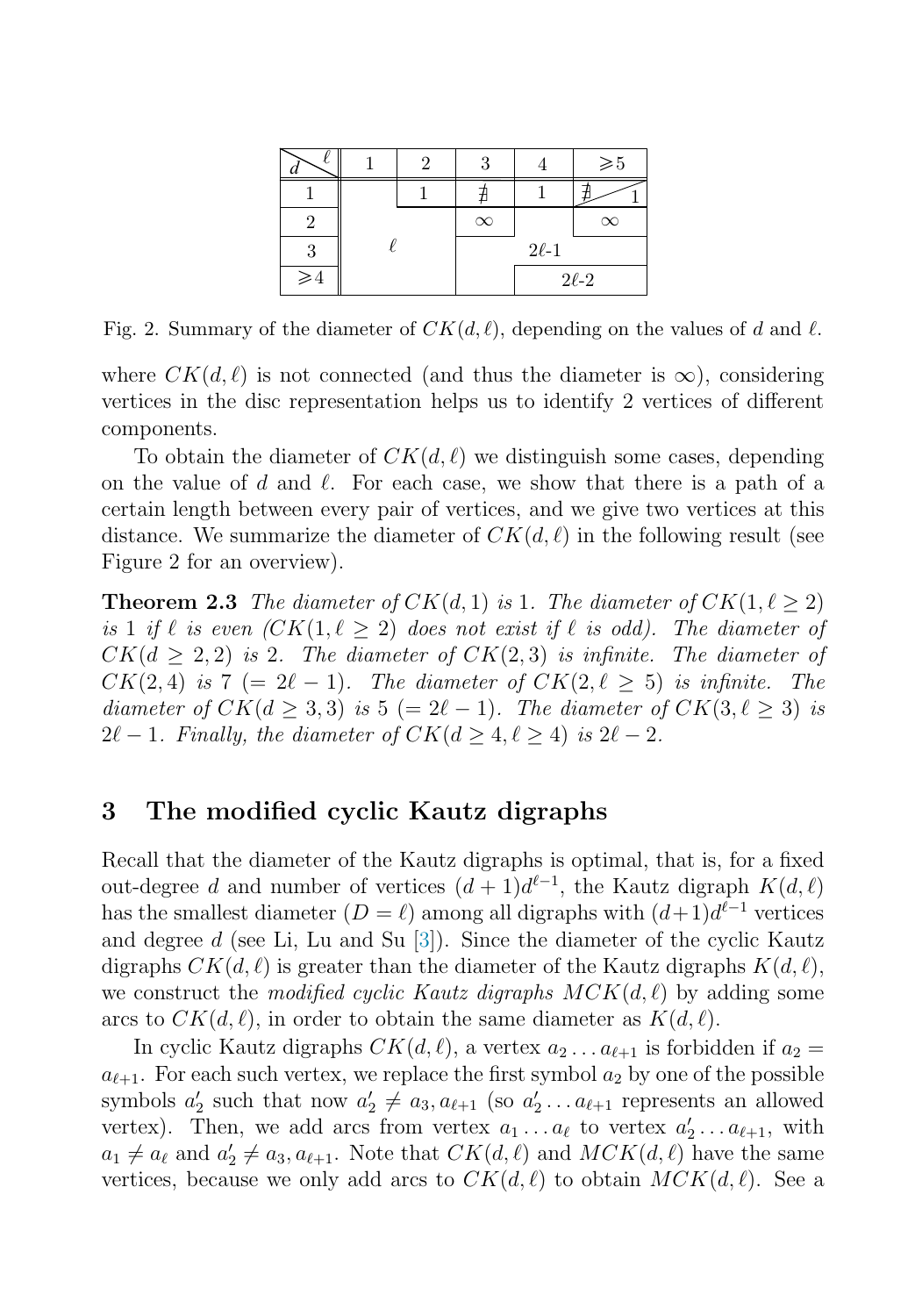| $d$ \ $\ell$ | 1 | 2 | 3 | 4 | $\geqslant 5$ |
|---|---|---|---|---|---|
| 1 | $\ell$ | 1 | $\nexists$ | 1 | $\nexists$ / 1 |
| 2 | $\ell$ | $\ell$ | $\infty$ | $2\ell$-1 | $\infty$ |
| 3 | $\ell$ | $\ell$ | $2\ell$-1 | $2\ell$-1 | $2\ell$-1 |
| $\geqslant 4$ | $\ell$ | $\ell$ | $2\ell$-1 | $2\ell$-2 | $2\ell$-2 |

Fig. 2. Summary of the diameter of $CK(d, \ell)$, depending on the values of $d$ and $\ell$.

where $CK(d, \ell)$ is not connected (and thus the diameter is $\infty$), considering vertices in the disc representation helps us to identify 2 vertices of different components.

To obtain the diameter of $CK(d, \ell)$ we distinguish some cases, depending on the value of $d$ and $\ell$. For each case, we show that there is a path of a certain length between every pair of vertices, and we give two vertices at this distance. We summarize the diameter of $CK(d, \ell)$ in the following result (see Figure 2 for an overview).

**Theorem 2.3** *The diameter of $CK(d, 1)$ is 1. The diameter of $CK(1, \ell \geq 2)$ is 1 if $\ell$ is even ($CK(1, \ell \geq 2)$ does not exist if $\ell$ is odd). The diameter of $CK(d \geq 2, 2)$ is 2. The diameter of $CK(2, 3)$ is infinite. The diameter of $CK(2, 4)$ is 7 ($= 2\ell - 1$). The diameter of $CK(2, \ell \geq 5)$ is infinite. The diameter of $CK(d \geq 3, 3)$ is 5 ($= 2\ell - 1$). The diameter of $CK(3, \ell \geq 3)$ is $2\ell - 1$. Finally, the diameter of $CK(d \geq 4, \ell \geq 4)$ is $2\ell - 2$.*

## 3 The modified cyclic Kautz digraphs

Recall that the diameter of the Kautz digraphs is optimal, that is, for a fixed out-degree $d$ and number of vertices $(d+1)d^{\ell-1}$, the Kautz digraph $K(d, \ell)$ has the smallest diameter ($D = \ell$) among all digraphs with $(d+1)d^{\ell-1}$ vertices and degree $d$ (see Li, Lu and Su [3]). Since the diameter of the cyclic Kautz digraphs $CK(d, \ell)$ is greater than the diameter of the Kautz digraphs $K(d, \ell)$, we construct the *modified cyclic Kautz digraphs* $MCK(d, \ell)$ by adding some arcs to $CK(d, \ell)$, in order to obtain the same diameter as $K(d, \ell)$.

In cyclic Kautz digraphs $CK(d, \ell)$, a vertex $a_2 \ldots a_{\ell+1}$ is forbidden if $a_2 = a_{\ell+1}$. For each such vertex, we replace the first symbol $a_2$ by one of the possible symbols $a'_2$ such that now $a'_2 \neq a_3, a_{\ell+1}$ (so $a'_2 \ldots a_{\ell+1}$ represents an allowed vertex). Then, we add arcs from vertex $a_1 \ldots a_\ell$ to vertex $a'_2 \ldots a_{\ell+1}$, with $a_1 \neq a_\ell$ and $a'_2 \neq a_3, a_{\ell+1}$. Note that $CK(d, \ell)$ and $MCK(d, \ell)$ have the same vertices, because we only add arcs to $CK(d, \ell)$ to obtain $MCK(d, \ell)$. See a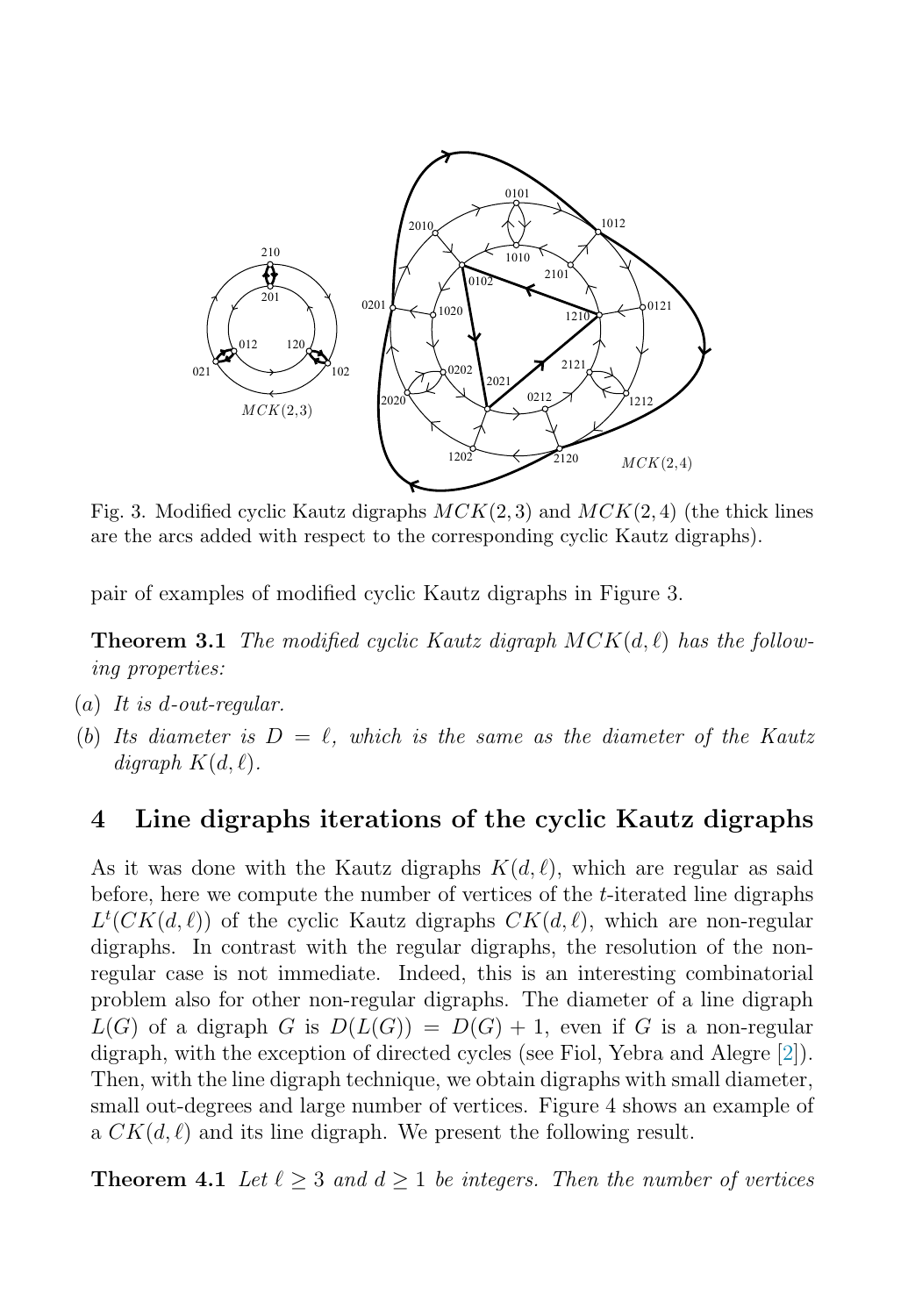Fig. 3. Modified cyclic Kautz digraphs $MCK(2,3)$ and $MCK(2,4)$ (the thick lines are the arcs added with respect to the corresponding cyclic Kautz digraphs).

pair of examples of modified cyclic Kautz digraphs in Figure 3.

**Theorem 3.1** *The modified cyclic Kautz digraph $MCK(d,\ell)$ has the following properties:*

- $(a)$ *It is $d$-out-regular.*
- $(b)$ *Its diameter is $D = \ell$, which is the same as the diameter of the Kautz digraph $K(d,\ell)$.*

## 4 Line digraphs iterations of the cyclic Kautz digraphs

As it was done with the Kautz digraphs $K(d,\ell)$, which are regular as said before, here we compute the number of vertices of the $t$-iterated line digraphs $L^t(CK(d,\ell))$ of the cyclic Kautz digraphs $CK(d,\ell)$, which are non-regular digraphs. In contrast with the regular digraphs, the resolution of the non-regular case is not immediate. Indeed, this is an interesting combinatorial problem also for other non-regular digraphs. The diameter of a line digraph $L(G)$ of a digraph $G$ is $D(L(G)) = D(G)+1$, even if $G$ is a non-regular digraph, with the exception of directed cycles (see Fiol, Yebra and Alegre [2]). Then, with the line digraph technique, we obtain digraphs with small diameter, small out-degrees and large number of vertices. Figure 4 shows an example of a $CK(d,\ell)$ and its line digraph. We present the following result.

**Theorem 4.1** *Let $\ell \geq 3$ and $d \geq 1$ be integers. Then the number of vertices*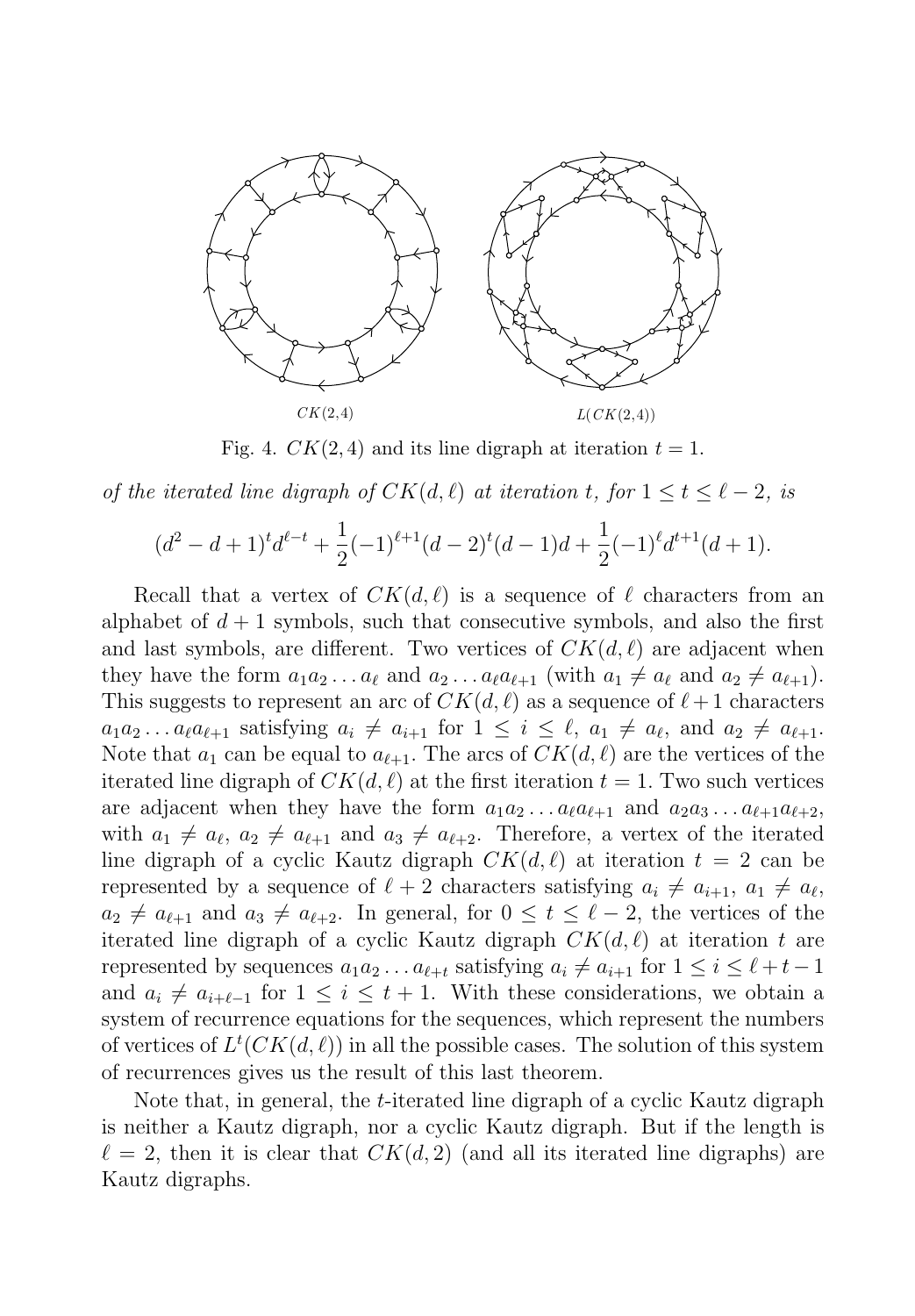Fig. 4. $CK(2,4)$ and its line digraph at iteration $t = 1$.

*of the iterated line digraph of $CK(d,\ell)$ at iteration $t$, for $1 \le t \le \ell - 2$, is*

$$(d^2 - d + 1)^t d^{\ell - t} + \frac{1}{2}(-1)^{\ell+1}(d-2)^t(d-1)d + \frac{1}{2}(-1)^{\ell} d^{t+1}(d+1).$$

Recall that a vertex of $CK(d,\ell)$ is a sequence of $\ell$ characters from an alphabet of $d+1$ symbols, such that consecutive symbols, and also the first and last symbols, are different. Two vertices of $CK(d,\ell)$ are adjacent when they have the form $a_1a_2\ldots a_\ell$ and $a_2\ldots a_\ell a_{\ell+1}$ (with $a_1 \ne a_\ell$ and $a_2 \ne a_{\ell+1}$). This suggests to represent an arc of $CK(d,\ell)$ as a sequence of $\ell+1$ characters $a_1a_2\ldots a_\ell a_{\ell+1}$ satisfying $a_i \ne a_{i+1}$ for $1 \le i \le \ell$, $a_1 \ne a_\ell$, and $a_2 \ne a_{\ell+1}$. Note that $a_1$ can be equal to $a_{\ell+1}$. The arcs of $CK(d,\ell)$ are the vertices of the iterated line digraph of $CK(d,\ell)$ at the first iteration $t=1$. Two such vertices are adjacent when they have the form $a_1a_2\ldots a_\ell a_{\ell+1}$ and $a_2a_3\ldots a_{\ell+1}a_{\ell+2}$, with $a_1 \ne a_\ell$, $a_2 \ne a_{\ell+1}$ and $a_3 \ne a_{\ell+2}$. Therefore, a vertex of the iterated line digraph of a cyclic Kautz digraph $CK(d,\ell)$ at iteration $t=2$ can be represented by a sequence of $\ell+2$ characters satisfying $a_i \ne a_{i+1}$, $a_1 \ne a_\ell$, $a_2 \ne a_{\ell+1}$ and $a_3 \ne a_{\ell+2}$. In general, for $0 \le t \le \ell - 2$, the vertices of the iterated line digraph of a cyclic Kautz digraph $CK(d,\ell)$ at iteration $t$ are represented by sequences $a_1a_2\ldots a_{\ell+t}$ satisfying $a_i \ne a_{i+1}$ for $1 \le i \le \ell+t-1$ and $a_i \ne a_{i+\ell-1}$ for $1 \le i \le t+1$. With these considerations, we obtain a system of recurrence equations for the sequences, which represent the numbers of vertices of $L^t(CK(d,\ell))$ in all the possible cases. The solution of this system of recurrences gives us the result of this last theorem.

Note that, in general, the $t$-iterated line digraph of a cyclic Kautz digraph is neither a Kautz digraph, nor a cyclic Kautz digraph. But if the length is $\ell = 2$, then it is clear that $CK(d,2)$ (and all its iterated line digraphs) are Kautz digraphs.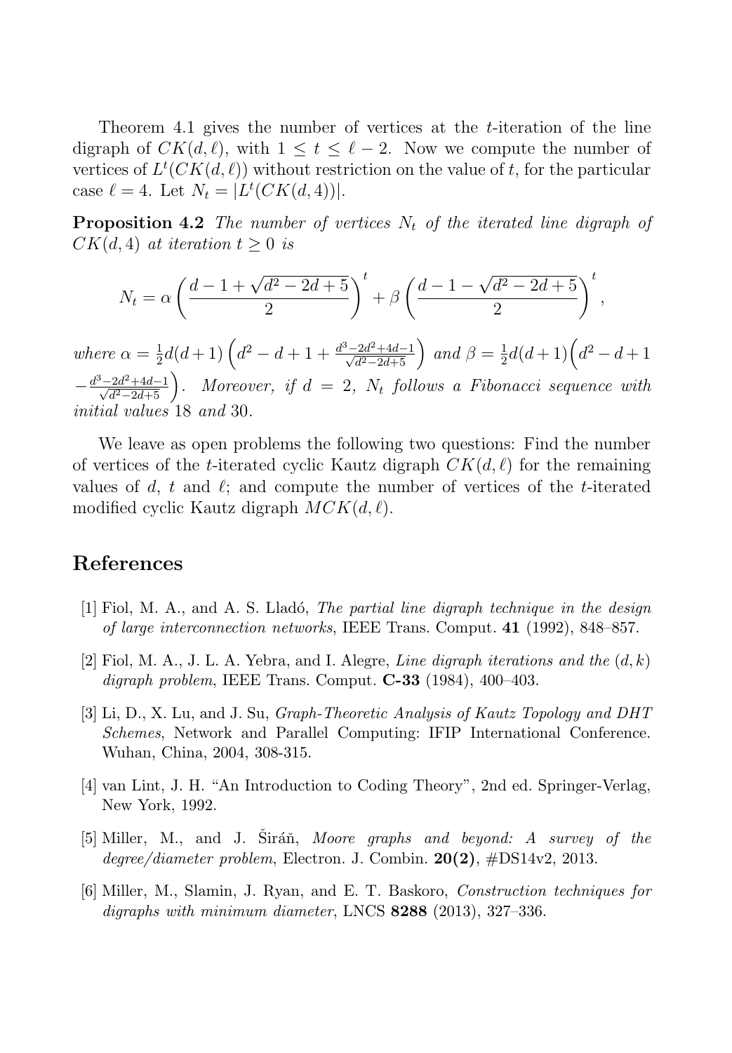Theorem 4.1 gives the number of vertices at the $t$-iteration of the line digraph of $CK(d, \ell)$, with $1 \leq t \leq \ell - 2$. Now we compute the number of vertices of $L^t(CK(d, \ell))$ without restriction on the value of $t$, for the particular case $\ell = 4$. Let $N_t = |L^t(CK(d, 4))|$.

**Proposition 4.2** *The number of vertices $N_t$ of the iterated line digraph of $CK(d, 4)$ at iteration $t \geq 0$ is*

$$N_t = \alpha \left( \frac{d - 1 + \sqrt{d^2 - 2d + 5}}{2} \right)^t + \beta \left( \frac{d - 1 - \sqrt{d^2 - 2d + 5}}{2} \right)^t,$$

*where* $\alpha = \frac{1}{2}d(d+1)\left(d^2 - d + 1 + \frac{d^3 - 2d^2 + 4d - 1}{\sqrt{d^2 - 2d + 5}}\right)$ *and* $\beta = \frac{1}{2}d(d+1)\Big(d^2 - d + 1 - \frac{d^3 - 2d^2 + 4d - 1}{\sqrt{d^2 - 2d + 5}}\Big)$*. Moreover, if $d = 2$, $N_t$ follows a Fibonacci sequence with initial values* 18 *and* 30.

We leave as open problems the following two questions: Find the number of vertices of the $t$-iterated cyclic Kautz digraph $CK(d, \ell)$ for the remaining values of $d$, $t$ and $\ell$; and compute the number of vertices of the $t$-iterated modified cyclic Kautz digraph $MCK(d, \ell)$.

## References

[1] Fiol, M. A., and A. S. Lladó, *The partial line digraph technique in the design of large interconnection networks*, IEEE Trans. Comput. **41** (1992), 848–857.

[2] Fiol, M. A., J. L. A. Yebra, and I. Alegre, *Line digraph iterations and the $(d, k)$ digraph problem*, IEEE Trans. Comput. **C-33** (1984), 400–403.

[3] Li, D., X. Lu, and J. Su, *Graph-Theoretic Analysis of Kautz Topology and DHT Schemes*, Network and Parallel Computing: IFIP International Conference. Wuhan, China, 2004, 308-315.

[4] van Lint, J. H. “An Introduction to Coding Theory”, 2nd ed. Springer-Verlag, New York, 1992.

[5] Miller, M., and J. Širáň, *Moore graphs and beyond: A survey of the degree/diameter problem*, Electron. J. Combin. **20(2)**, #DS14v2, 2013.

[6] Miller, M., Slamin, J. Ryan, and E. T. Baskoro, *Construction techniques for digraphs with minimum diameter*, LNCS **8288** (2013), 327–336.